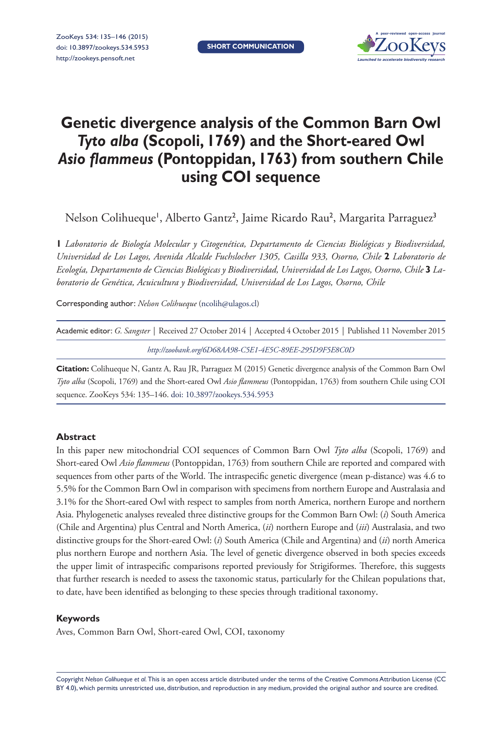SHORT COMMUNICATION

# Genetic divergence analysis of the Common Barn Owl *Tyto alba* (Scopoli, 1769) and the Short-eared Owl *Asio flammeus* (Pontoppidan, 1763) from southern Chile using COI sequence

Nelson Colihueque[1], Alberto Gantz[2], Jaime Ricardo Rau[2], Margarita Parraguez[3]

**1** *Laboratorio de Biología Molecular y Citogenética, Departamento de Ciencias Biológicas y Biodiversidad, Universidad de Los Lagos, Avenida Alcalde Fuchslocher 1305, Casilla 933, Osorno, Chile* **2** *Laboratorio de Ecología, Departamento de Ciencias Biológicas y Biodiversidad, Universidad de Los Lagos, Osorno, Chile* **3** *Laboratorio de Genética, Acuicultura y Biodiversidad, Universidad de Los Lagos, Osorno, Chile*

Corresponding author: *Nelson Colihueque* (ncolih@ulagos.cl)

Academic editor: *G. Sangster* | Received 27 October 2014 | Accepted 4 October 2015 | Published 11 November 2015

*http://zoobank.org/6D68AA98-C5E1-4E5C-89EE-295D9F5E8C0D*

**Citation:** Colihueque N, Gantz A, Rau JR, Parraguez M (2015) Genetic divergence analysis of the Common Barn Owl *Tyto alba* (Scopoli, 1769) and the Short-eared Owl *Asio flammeus* (Pontoppidan, 1763) from southern Chile using COI sequence. ZooKeys 534: 135–146. doi: 10.3897/zookeys.534.5953

## Abstract

In this paper new mitochondrial COI sequences of Common Barn Owl *Tyto alba* (Scopoli, 1769) and Short-eared Owl *Asio flammeus* (Pontoppidan, 1763) from southern Chile are reported and compared with sequences from other parts of the World. The intraspecific genetic divergence (mean p-distance) was 4.6 to 5.5% for the Common Barn Owl in comparison with specimens from northern Europe and Australasia and 3.1% for the Short-eared Owl with respect to samples from north America, northern Europe and northern Asia. Phylogenetic analyses revealed three distinctive groups for the Common Barn Owl: (*i*) South America (Chile and Argentina) plus Central and North America, (*ii*) northern Europe and (*iii*) Australasia, and two distinctive groups for the Short-eared Owl: (*i*) South America (Chile and Argentina) and (*ii*) north America plus northern Europe and northern Asia. The level of genetic divergence observed in both species exceeds the upper limit of intraspecific comparisons reported previously for Strigiformes. Therefore, this suggests that further research is needed to assess the taxonomic status, particularly for the Chilean populations that, to date, have been identified as belonging to these species through traditional taxonomy.

### Keywords

Aves, Common Barn Owl, Short-eared Owl, COI, taxonomy

Copyright *Nelson Colihueque et al.* This is an open access article distributed under the terms of the Creative Commons Attribution License (CC BY 4.0), which permits unrestricted use, distribution, and reproduction in any medium, provided the original author and source are credited.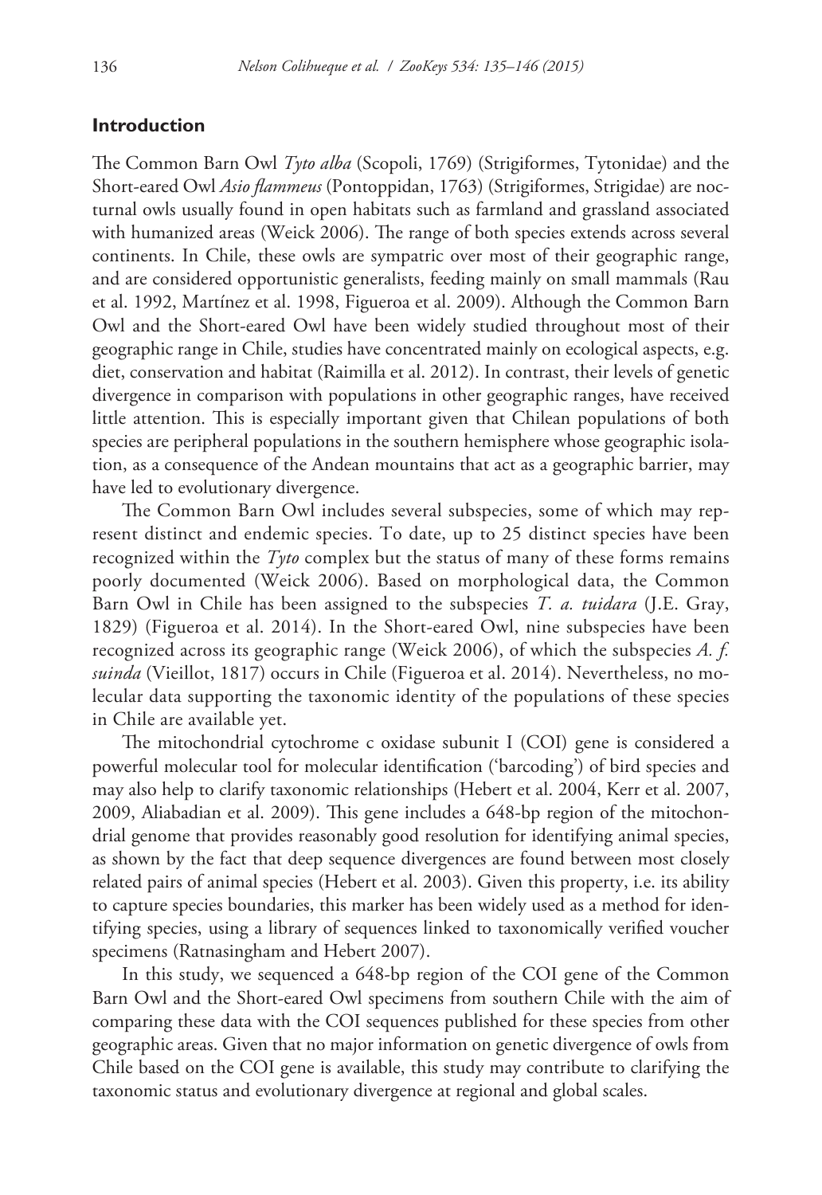## Introduction

The Common Barn Owl *Tyto alba* (Scopoli, 1769) (Strigiformes, Tytonidae) and the Short-eared Owl *Asio flammeus* (Pontoppidan, 1763) (Strigiformes, Strigidae) are nocturnal owls usually found in open habitats such as farmland and grassland associated with humanized areas (Weick 2006). The range of both species extends across several continents. In Chile, these owls are sympatric over most of their geographic range, and are considered opportunistic generalists, feeding mainly on small mammals (Rau et al. 1992, Martínez et al. 1998, Figueroa et al. 2009). Although the Common Barn Owl and the Short-eared Owl have been widely studied throughout most of their geographic range in Chile, studies have concentrated mainly on ecological aspects, e.g. diet, conservation and habitat (Raimilla et al. 2012). In contrast, their levels of genetic divergence in comparison with populations in other geographic ranges, have received little attention. This is especially important given that Chilean populations of both species are peripheral populations in the southern hemisphere whose geographic isolation, as a consequence of the Andean mountains that act as a geographic barrier, may have led to evolutionary divergence.

The Common Barn Owl includes several subspecies, some of which may represent distinct and endemic species. To date, up to 25 distinct species have been recognized within the *Tyto* complex but the status of many of these forms remains poorly documented (Weick 2006). Based on morphological data, the Common Barn Owl in Chile has been assigned to the subspecies *T. a. tuidara* (J.E. Gray, 1829) (Figueroa et al. 2014). In the Short-eared Owl, nine subspecies have been recognized across its geographic range (Weick 2006), of which the subspecies *A. f. suinda* (Vieillot, 1817) occurs in Chile (Figueroa et al. 2014). Nevertheless, no molecular data supporting the taxonomic identity of the populations of these species in Chile are available yet.

The mitochondrial cytochrome c oxidase subunit I (COI) gene is considered a powerful molecular tool for molecular identification ('barcoding') of bird species and may also help to clarify taxonomic relationships (Hebert et al. 2004, Kerr et al. 2007, 2009, Aliabadian et al. 2009). This gene includes a 648-bp region of the mitochondrial genome that provides reasonably good resolution for identifying animal species, as shown by the fact that deep sequence divergences are found between most closely related pairs of animal species (Hebert et al. 2003). Given this property, i.e. its ability to capture species boundaries, this marker has been widely used as a method for identifying species, using a library of sequences linked to taxonomically verified voucher specimens (Ratnasingham and Hebert 2007).

In this study, we sequenced a 648-bp region of the COI gene of the Common Barn Owl and the Short-eared Owl specimens from southern Chile with the aim of comparing these data with the COI sequences published for these species from other geographic areas. Given that no major information on genetic divergence of owls from Chile based on the COI gene is available, this study may contribute to clarifying the taxonomic status and evolutionary divergence at regional and global scales.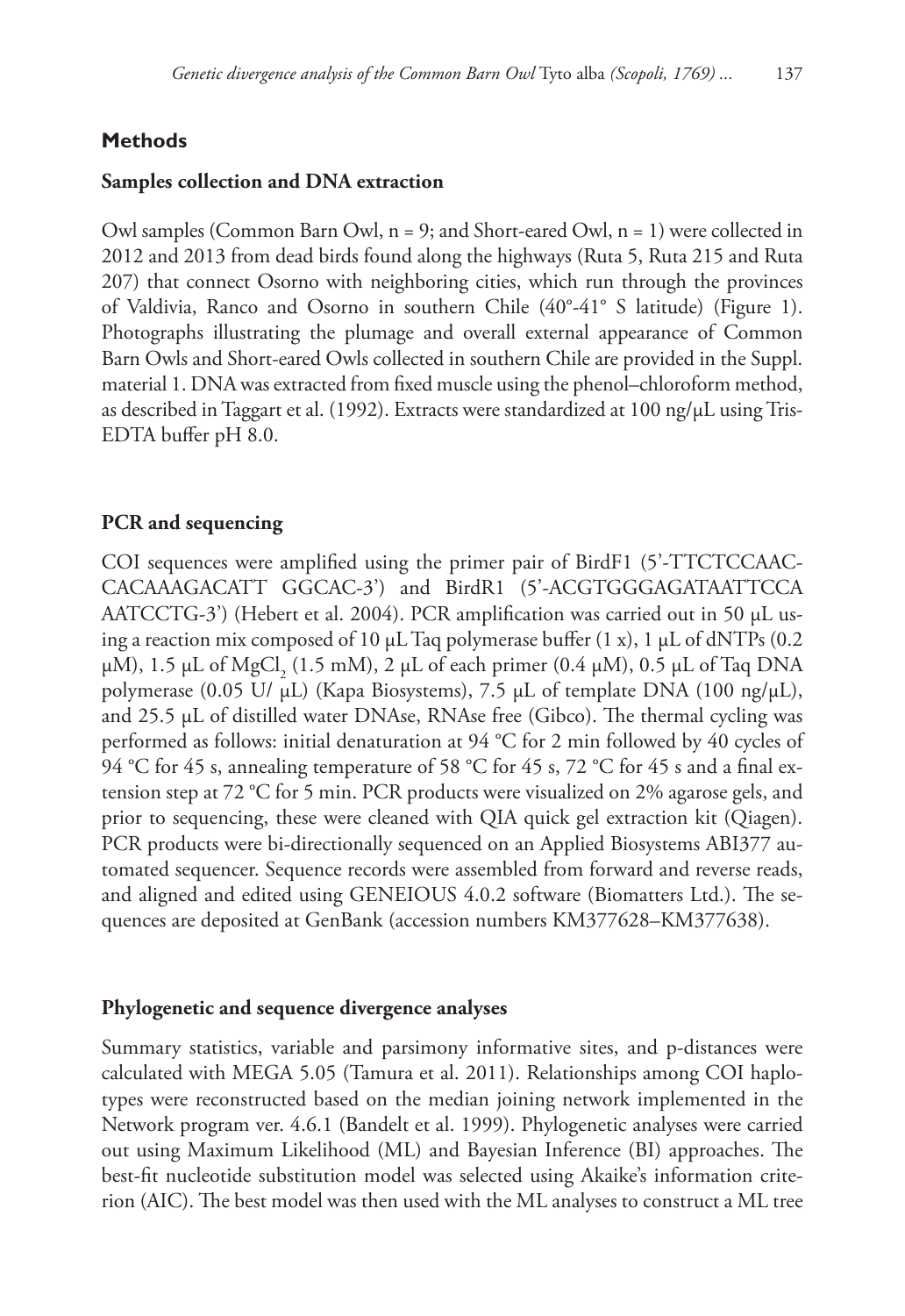## Methods

### Samples collection and DNA extraction

Owl samples (Common Barn Owl, n = 9; and Short-eared Owl, n = 1) were collected in 2012 and 2013 from dead birds found along the highways (Ruta 5, Ruta 215 and Ruta 207) that connect Osorno with neighboring cities, which run through the provinces of Valdivia, Ranco and Osorno in southern Chile (40°-41° S latitude) (Figure 1). Photographs illustrating the plumage and overall external appearance of Common Barn Owls and Short-eared Owls collected in southern Chile are provided in the Suppl. material 1. DNA was extracted from fixed muscle using the phenol–chloroform method, as described in Taggart et al. (1992). Extracts were standardized at 100 ng/µL using Tris-EDTA buffer pH 8.0.

### PCR and sequencing

COI sequences were amplified using the primer pair of BirdF1 (5'-TTCTCCAACCACAAAGACATT GGCAC-3') and BirdR1 (5'-ACGTGGGAGATAATTCCA AATCCTG-3') (Hebert et al. 2004). PCR amplification was carried out in 50 µL using a reaction mix composed of 10 µL Taq polymerase buffer (1 x), 1 µL of dNTPs (0.2 µM), 1.5 µL of $MgCl_2$ (1.5 mM), 2 µL of each primer (0.4 µM), 0.5 µL of Taq DNA polymerase (0.05 U/ µL) (Kapa Biosystems), 7.5 µL of template DNA (100 ng/µL), and 25.5 µL of distilled water DNAse, RNAse free (Gibco). The thermal cycling was performed as follows: initial denaturation at 94 °C for 2 min followed by 40 cycles of 94 °C for 45 s, annealing temperature of 58 °C for 45 s, 72 °C for 45 s and a final extension step at 72 °C for 5 min. PCR products were visualized on 2% agarose gels, and prior to sequencing, these were cleaned with QIA quick gel extraction kit (Qiagen). PCR products were bi-directionally sequenced on an Applied Biosystems ABI377 automated sequencer. Sequence records were assembled from forward and reverse reads, and aligned and edited using GENEIOUS 4.0.2 software (Biomatters Ltd.). The sequences are deposited at GenBank (accession numbers KM377628–KM377638).

### Phylogenetic and sequence divergence analyses

Summary statistics, variable and parsimony informative sites, and p-distances were calculated with MEGA 5.05 (Tamura et al. 2011). Relationships among COI haplotypes were reconstructed based on the median joining network implemented in the Network program ver. 4.6.1 (Bandelt et al. 1999). Phylogenetic analyses were carried out using Maximum Likelihood (ML) and Bayesian Inference (BI) approaches. The best-fit nucleotide substitution model was selected using Akaike's information criterion (AIC). The best model was then used with the ML analyses to construct a ML tree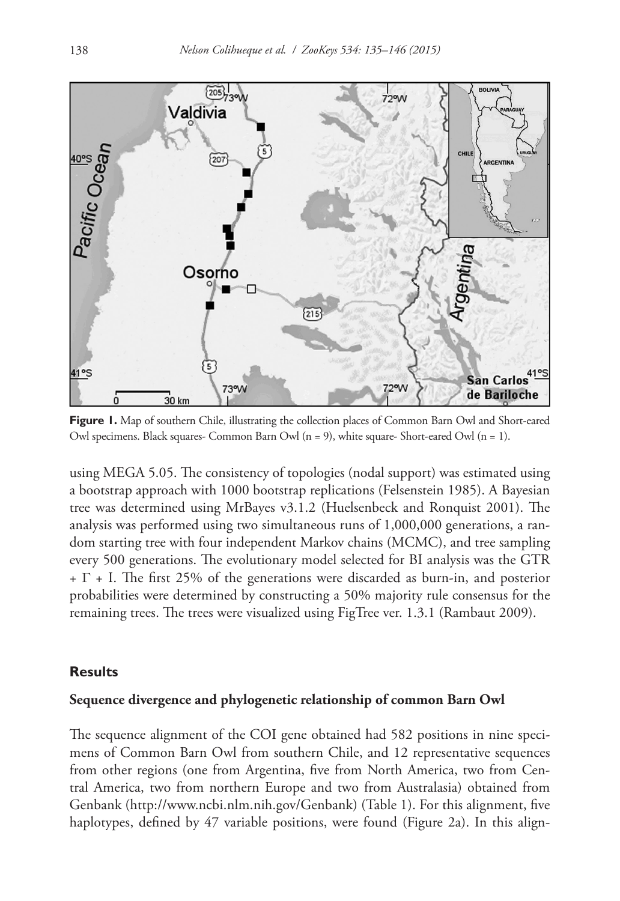**Figure 1.** Map of southern Chile, illustrating the collection places of Common Barn Owl and Short-eared Owl specimens. Black squares- Common Barn Owl (n = 9), white square- Short-eared Owl (n = 1).

using MEGA 5.05. The consistency of topologies (nodal support) was estimated using a bootstrap approach with 1000 bootstrap replications (Felsenstein 1985). A Bayesian tree was determined using MrBayes v3.1.2 (Huelsenbeck and Ronquist 2001). The analysis was performed using two simultaneous runs of 1,000,000 generations, a random starting tree with four independent Markov chains (MCMC), and tree sampling every 500 generations. The evolutionary model selected for BI analysis was the GTR + $\Gamma$ + I. The first 25% of the generations were discarded as burn-in, and posterior probabilities were determined by constructing a 50% majority rule consensus for the remaining trees. The trees were visualized using FigTree ver. 1.3.1 (Rambaut 2009).

## Results

### Sequence divergence and phylogenetic relationship of common Barn Owl

The sequence alignment of the COI gene obtained had 582 positions in nine specimens of Common Barn Owl from southern Chile, and 12 representative sequences from other regions (one from Argentina, five from North America, two from Central America, two from northern Europe and two from Australasia) obtained from Genbank (http://www.ncbi.nlm.nih.gov/Genbank) (Table 1). For this alignment, five haplotypes, defined by 47 variable positions, were found (Figure 2a). In this align-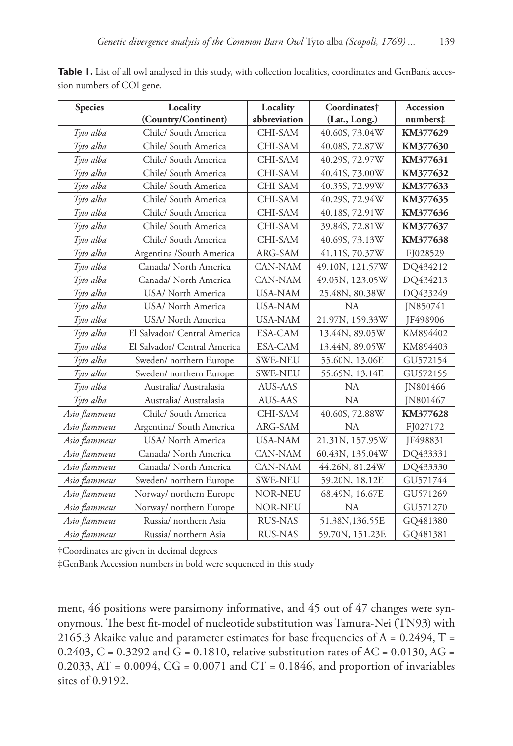**Table 1.** List of all owl analysed in this study, with collection localities, coordinates and GenBank accession numbers of COI gene.

| Species | Locality (Country/Continent) | Locality abbreviation | Coordinates† (Lat., Long.) | Accession numbers‡ |
|---|---|---|---|---|
| *Tyto alba* | Chile/ South America | CHI-SAM | 40.60S, 73.04W | **KM377629** |
| *Tyto alba* | Chile/ South America | CHI-SAM | 40.08S, 72.87W | **KM377630** |
| *Tyto alba* | Chile/ South America | CHI-SAM | 40.29S, 72.97W | **KM377631** |
| *Tyto alba* | Chile/ South America | CHI-SAM | 40.41S, 73.00W | **KM377632** |
| *Tyto alba* | Chile/ South America | CHI-SAM | 40.35S, 72.99W | **KM377633** |
| *Tyto alba* | Chile/ South America | CHI-SAM | 40.29S, 72.94W | **KM377635** |
| *Tyto alba* | Chile/ South America | CHI-SAM | 40.18S, 72.91W | **KM377636** |
| *Tyto alba* | Chile/ South America | CHI-SAM | 39.84S, 72.81W | **KM377637** |
| *Tyto alba* | Chile/ South America | CHI-SAM | 40.69S, 73.13W | **KM377638** |
| *Tyto alba* | Argentina /South America | ARG-SAM | 41.11S, 70.37W | FJ028529 |
| *Tyto alba* | Canada/ North America | CAN-NAM | 49.10N, 121.57W | DQ434212 |
| *Tyto alba* | Canada/ North America | CAN-NAM | 49.05N, 123.05W | DQ434213 |
| *Tyto alba* | USA/ North America | USA-NAM | 25.48N, 80.38W | DQ433249 |
| *Tyto alba* | USA/ North America | USA-NAM | NA | JN850741 |
| *Tyto alba* | USA/ North America | USA-NAM | 21.97N, 159.33W | JF498906 |
| *Tyto alba* | El Salvador/ Central America | ESA-CAM | 13.44N, 89.05W | KM894402 |
| *Tyto alba* | El Salvador/ Central America | ESA-CAM | 13.44N, 89.05W | KM894403 |
| *Tyto alba* | Sweden/ northern Europe | SWE-NEU | 55.60N, 13.06E | GU572154 |
| *Tyto alba* | Sweden/ northern Europe | SWE-NEU | 55.65N, 13.14E | GU572155 |
| *Tyto alba* | Australia/ Australasia | AUS-AAS | NA | JN801466 |
| *Tyto alba* | Australia/ Australasia | AUS-AAS | NA | JN801467 |
| *Asio flammeus* | Chile/ South America | CHI-SAM | 40.60S, 72.88W | **KM377628** |
| *Asio flammeus* | Argentina/ South America | ARG-SAM | NA | FJ027172 |
| *Asio flammeus* | USA/ North America | USA-NAM | 21.31N, 157.95W | JF498831 |
| *Asio flammeus* | Canada/ North America | CAN-NAM | 60.43N, 135.04W | DQ433331 |
| *Asio flammeus* | Canada/ North America | CAN-NAM | 44.26N, 81.24W | DQ433330 |
| *Asio flammeus* | Sweden/ northern Europe | SWE-NEU | 59.20N, 18.12E | GU571744 |
| *Asio flammeus* | Norway/ northern Europe | NOR-NEU | 68.49N, 16.67E | GU571269 |
| *Asio flammeus* | Norway/ northern Europe | NOR-NEU | NA | GU571270 |
| *Asio flammeus* | Russia/ northern Asia | RUS-NAS | 51.38N,136.55E | GQ481380 |
| *Asio flammeus* | Russia/ northern Asia | RUS-NAS | 59.70N, 151.23E | GQ481381 |

†Coordinates are given in decimal degrees

‡GenBank Accession numbers in bold were sequenced in this study

ment, 46 positions were parsimony informative, and 45 out of 47 changes were synonymous. The best fit-model of nucleotide substitution was Tamura-Nei (TN93) with 2165.3 Akaike value and parameter estimates for base frequencies of A = 0.2494, T = 0.2403, C = 0.3292 and G = 0.1810, relative substitution rates of AC = 0.0130, AG = 0.2033, AT = 0.0094, CG = 0.0071 and CT = 0.1846, and proportion of invariables sites of 0.9192.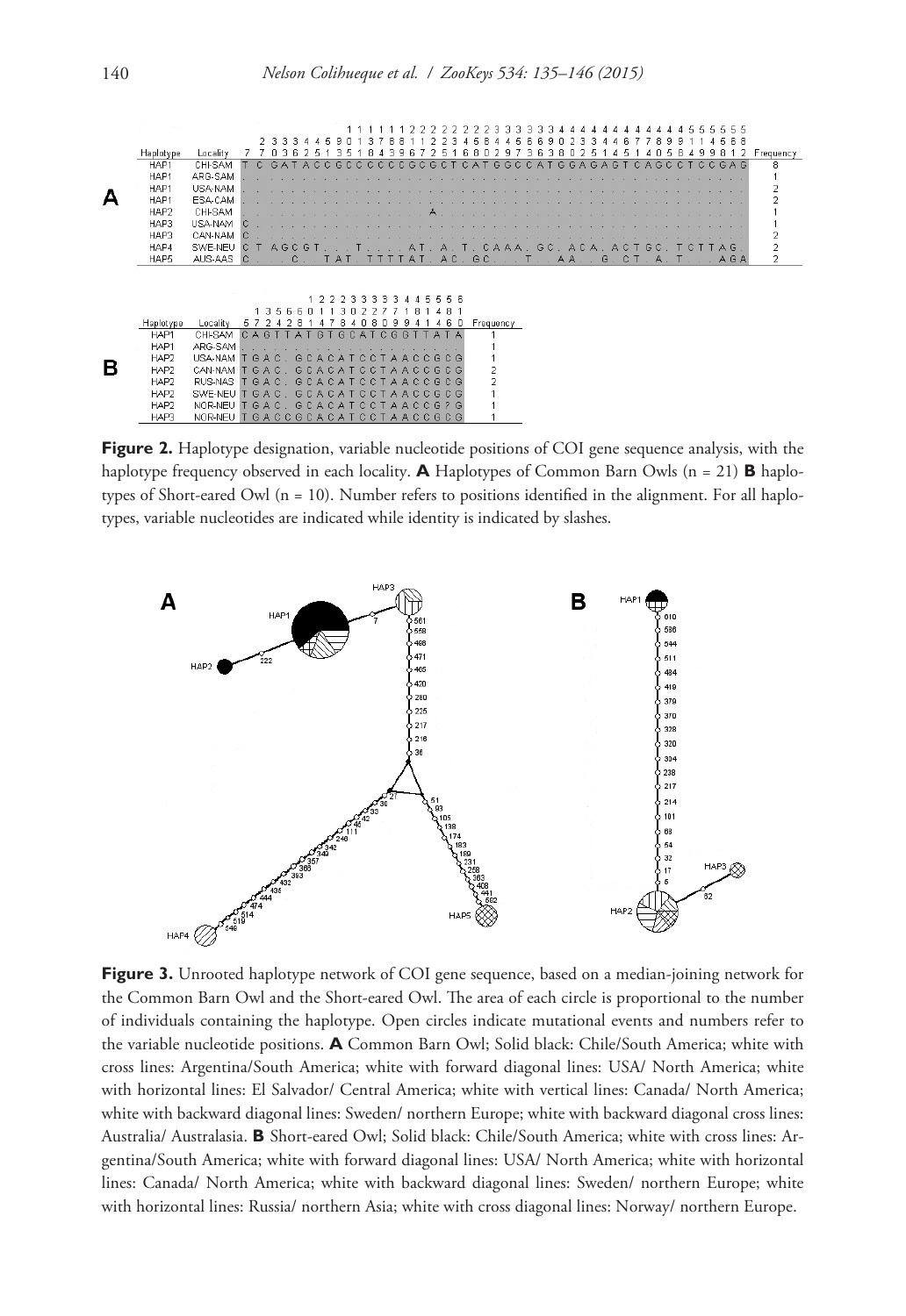**Figure 2.** Haplotype designation, variable nucleotide positions of COI gene sequence analysis, with the haplotype frequency observed in each locality. **A** Haplotypes of Common Barn Owls (n = 21) **B** haplotypes of Short-eared Owl (n = 10). Number refers to positions identified in the alignment. For all haplotypes, variable nucleotides are indicated while identity is indicated by slashes.

**Figure 3.** Unrooted haplotype network of COI gene sequence, based on a median-joining network for the Common Barn Owl and the Short-eared Owl. The area of each circle is proportional to the number of individuals containing the haplotype. Open circles indicate mutational events and numbers refer to the variable nucleotide positions. **A** Common Barn Owl; Solid black: Chile/South America; white with cross lines: Argentina/South America; white with forward diagonal lines: USA/ North America; white with horizontal lines: El Salvador/ Central America; white with vertical lines: Canada/ North America; white with backward diagonal lines: Sweden/ northern Europe; white with backward diagonal cross lines: Australia/ Australasia. **B** Short-eared Owl; Solid black: Chile/South America; white with cross lines: Argentina/South America; white with forward diagonal lines: USA/ North America; white with horizontal lines: Canada/ North America; white with backward diagonal lines: Sweden/ northern Europe; white with horizontal lines: Russia/ northern Asia; white with cross diagonal lines: Norway/ northern Europe.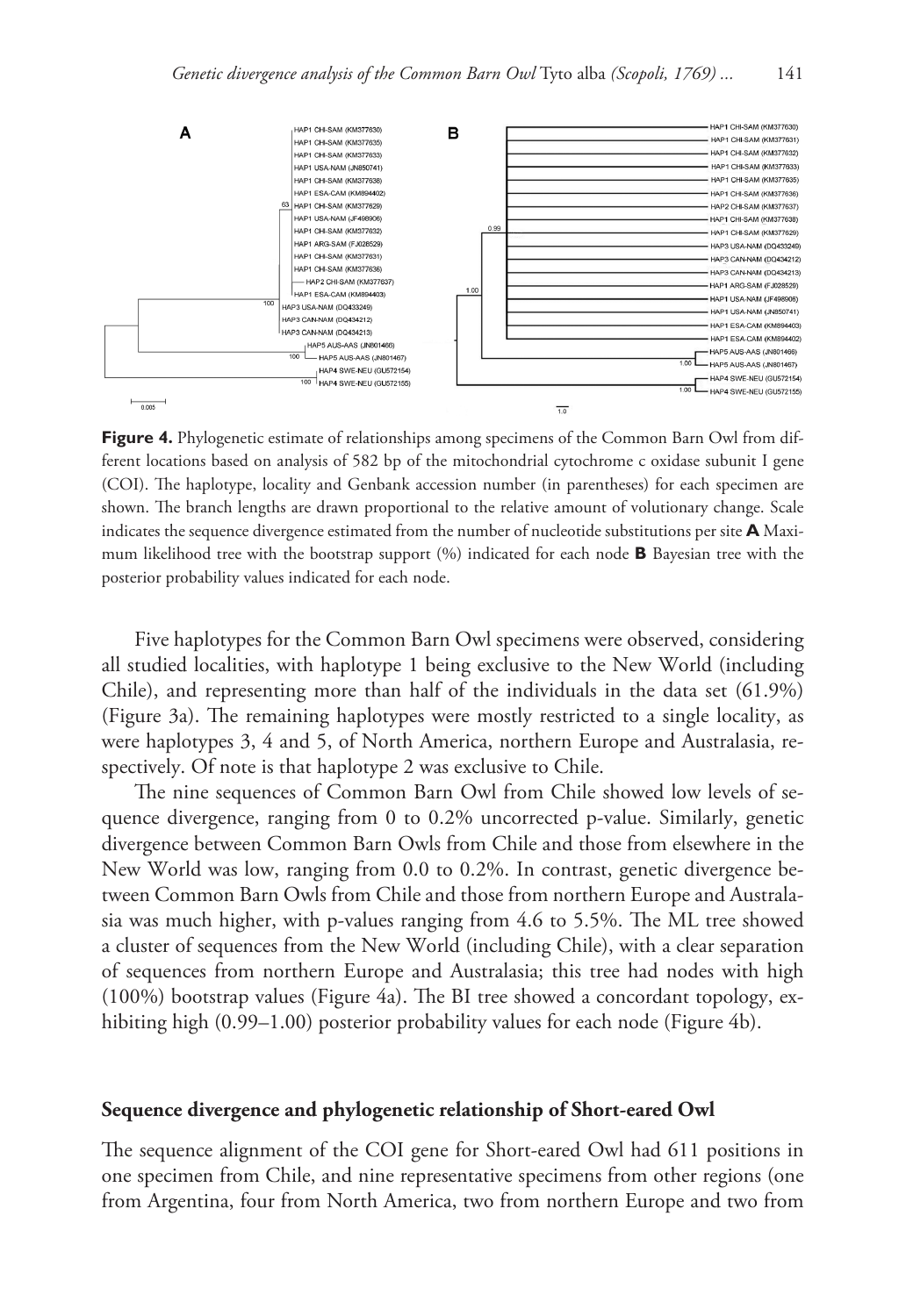**Figure 4.** Phylogenetic estimate of relationships among specimens of the Common Barn Owl from different locations based on analysis of 582 bp of the mitochondrial cytochrome c oxidase subunit I gene (COI). The haplotype, locality and Genbank accession number (in parentheses) for each specimen are shown. The branch lengths are drawn proportional to the relative amount of volutionary change. Scale indicates the sequence divergence estimated from the number of nucleotide substitutions per site **A** Maximum likelihood tree with the bootstrap support (%) indicated for each node **B** Bayesian tree with the posterior probability values indicated for each node.

Five haplotypes for the Common Barn Owl specimens were observed, considering all studied localities, with haplotype 1 being exclusive to the New World (including Chile), and representing more than half of the individuals in the data set (61.9%) (Figure 3a). The remaining haplotypes were mostly restricted to a single locality, as were haplotypes 3, 4 and 5, of North America, northern Europe and Australasia, respectively. Of note is that haplotype 2 was exclusive to Chile.

The nine sequences of Common Barn Owl from Chile showed low levels of sequence divergence, ranging from 0 to 0.2% uncorrected p-value. Similarly, genetic divergence between Common Barn Owls from Chile and those from elsewhere in the New World was low, ranging from 0.0 to 0.2%. In contrast, genetic divergence between Common Barn Owls from Chile and those from northern Europe and Australasia was much higher, with p-values ranging from 4.6 to 5.5%. The ML tree showed a cluster of sequences from the New World (including Chile), with a clear separation of sequences from northern Europe and Australasia; this tree had nodes with high (100%) bootstrap values (Figure 4a). The BI tree showed a concordant topology, exhibiting high (0.99–1.00) posterior probability values for each node (Figure 4b).

## Sequence divergence and phylogenetic relationship of Short-eared Owl

The sequence alignment of the COI gene for Short-eared Owl had 611 positions in one specimen from Chile, and nine representative specimens from other regions (one from Argentina, four from North America, two from northern Europe and two from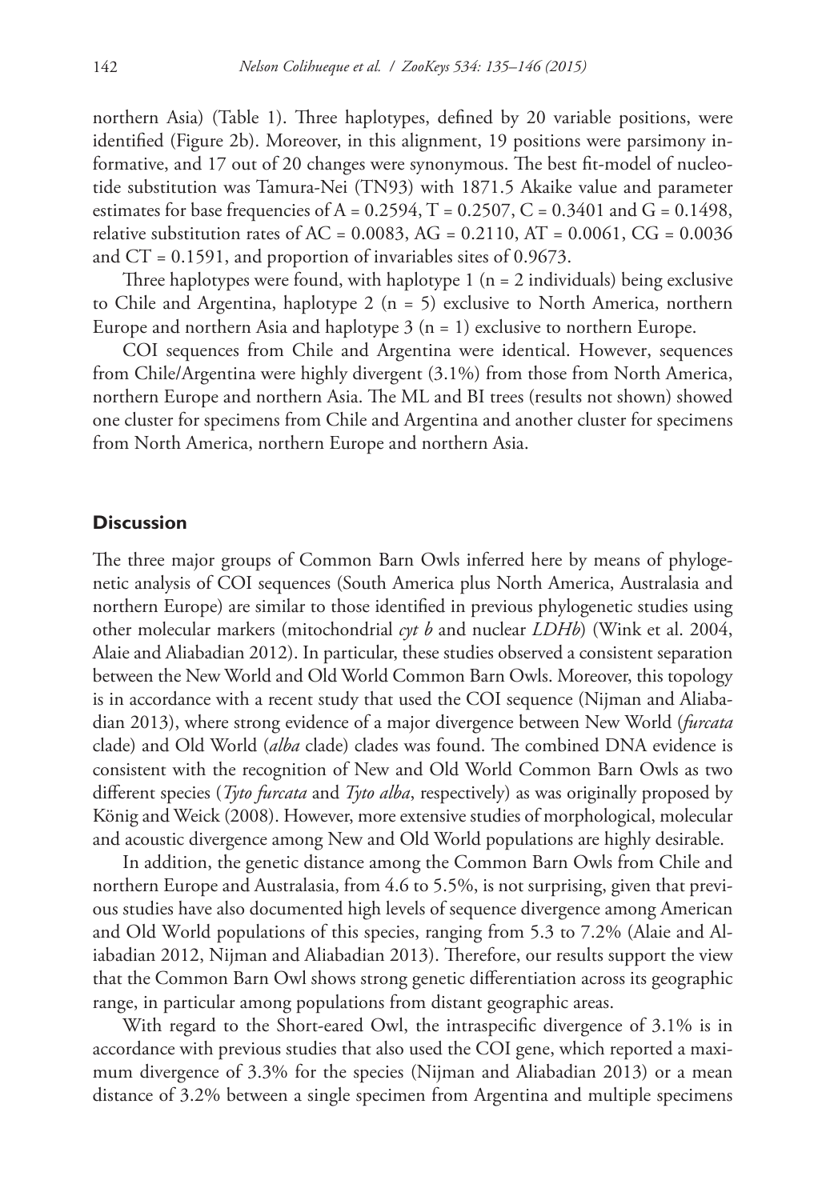northern Asia) (Table 1). Three haplotypes, defined by 20 variable positions, were identified (Figure 2b). Moreover, in this alignment, 19 positions were parsimony informative, and 17 out of 20 changes were synonymous. The best fit-model of nucleotide substitution was Tamura-Nei (TN93) with 1871.5 Akaike value and parameter estimates for base frequencies of A = 0.2594, T = 0.2507, C = 0.3401 and G = 0.1498, relative substitution rates of AC = 0.0083, AG = 0.2110, AT = 0.0061, CG = 0.0036 and CT = 0.1591, and proportion of invariables sites of 0.9673.

Three haplotypes were found, with haplotype 1 (n = 2 individuals) being exclusive to Chile and Argentina, haplotype 2 (n = 5) exclusive to North America, northern Europe and northern Asia and haplotype 3 (n = 1) exclusive to northern Europe.

COI sequences from Chile and Argentina were identical. However, sequences from Chile/Argentina were highly divergent (3.1%) from those from North America, northern Europe and northern Asia. The ML and BI trees (results not shown) showed one cluster for specimens from Chile and Argentina and another cluster for specimens from North America, northern Europe and northern Asia.

## Discussion

The three major groups of Common Barn Owls inferred here by means of phylogenetic analysis of COI sequences (South America plus North America, Australasia and northern Europe) are similar to those identified in previous phylogenetic studies using other molecular markers (mitochondrial *cyt b* and nuclear *LDHb*) (Wink et al. 2004, Alaie and Aliabadian 2012). In particular, these studies observed a consistent separation between the New World and Old World Common Barn Owls. Moreover, this topology is in accordance with a recent study that used the COI sequence (Nijman and Aliabadian 2013), where strong evidence of a major divergence between New World (*furcata* clade) and Old World (*alba* clade) clades was found. The combined DNA evidence is consistent with the recognition of New and Old World Common Barn Owls as two different species (*Tyto furcata* and *Tyto alba*, respectively) as was originally proposed by König and Weick (2008). However, more extensive studies of morphological, molecular and acoustic divergence among New and Old World populations are highly desirable.

In addition, the genetic distance among the Common Barn Owls from Chile and northern Europe and Australasia, from 4.6 to 5.5%, is not surprising, given that previous studies have also documented high levels of sequence divergence among American and Old World populations of this species, ranging from 5.3 to 7.2% (Alaie and Aliabadian 2012, Nijman and Aliabadian 2013). Therefore, our results support the view that the Common Barn Owl shows strong genetic differentiation across its geographic range, in particular among populations from distant geographic areas.

With regard to the Short-eared Owl, the intraspecific divergence of 3.1% is in accordance with previous studies that also used the COI gene, which reported a maximum divergence of 3.3% for the species (Nijman and Aliabadian 2013) or a mean distance of 3.2% between a single specimen from Argentina and multiple specimens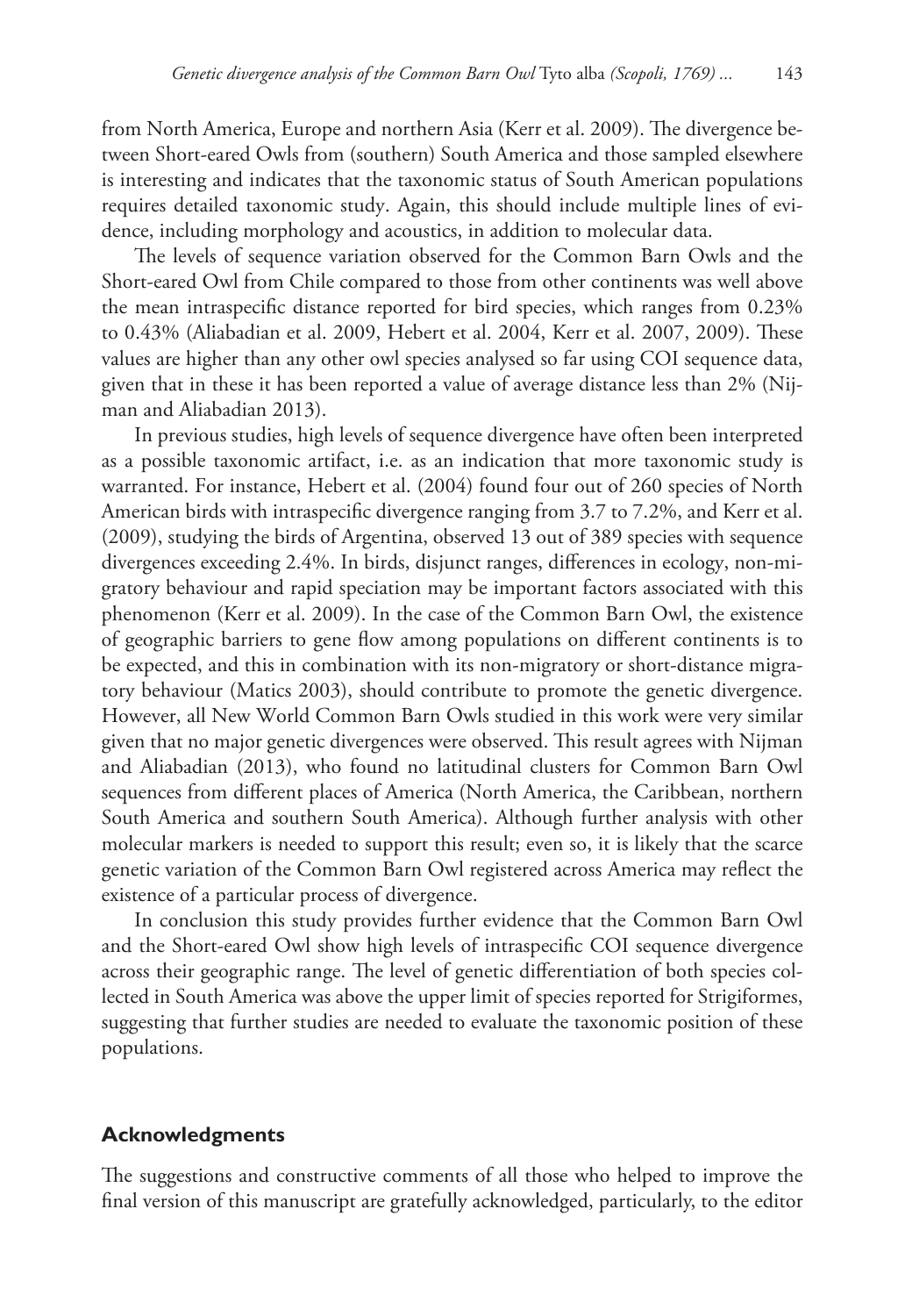from North America, Europe and northern Asia (Kerr et al. 2009). The divergence between Short-eared Owls from (southern) South America and those sampled elsewhere is interesting and indicates that the taxonomic status of South American populations requires detailed taxonomic study. Again, this should include multiple lines of evidence, including morphology and acoustics, in addition to molecular data.

The levels of sequence variation observed for the Common Barn Owls and the Short-eared Owl from Chile compared to those from other continents was well above the mean intraspecific distance reported for bird species, which ranges from 0.23% to 0.43% (Aliabadian et al. 2009, Hebert et al. 2004, Kerr et al. 2007, 2009). These values are higher than any other owl species analysed so far using COI sequence data, given that in these it has been reported a value of average distance less than 2% (Nijman and Aliabadian 2013).

In previous studies, high levels of sequence divergence have often been interpreted as a possible taxonomic artifact, i.e. as an indication that more taxonomic study is warranted. For instance, Hebert et al. (2004) found four out of 260 species of North American birds with intraspecific divergence ranging from 3.7 to 7.2%, and Kerr et al. (2009), studying the birds of Argentina, observed 13 out of 389 species with sequence divergences exceeding 2.4%. In birds, disjunct ranges, differences in ecology, non-migratory behaviour and rapid speciation may be important factors associated with this phenomenon (Kerr et al. 2009). In the case of the Common Barn Owl, the existence of geographic barriers to gene flow among populations on different continents is to be expected, and this in combination with its non-migratory or short-distance migratory behaviour (Matics 2003), should contribute to promote the genetic divergence. However, all New World Common Barn Owls studied in this work were very similar given that no major genetic divergences were observed. This result agrees with Nijman and Aliabadian (2013), who found no latitudinal clusters for Common Barn Owl sequences from different places of America (North America, the Caribbean, northern South America and southern South America). Although further analysis with other molecular markers is needed to support this result; even so, it is likely that the scarce genetic variation of the Common Barn Owl registered across America may reflect the existence of a particular process of divergence.

In conclusion this study provides further evidence that the Common Barn Owl and the Short-eared Owl show high levels of intraspecific COI sequence divergence across their geographic range. The level of genetic differentiation of both species collected in South America was above the upper limit of species reported for Strigiformes, suggesting that further studies are needed to evaluate the taxonomic position of these populations.

## Acknowledgments

The suggestions and constructive comments of all those who helped to improve the final version of this manuscript are gratefully acknowledged, particularly, to the editor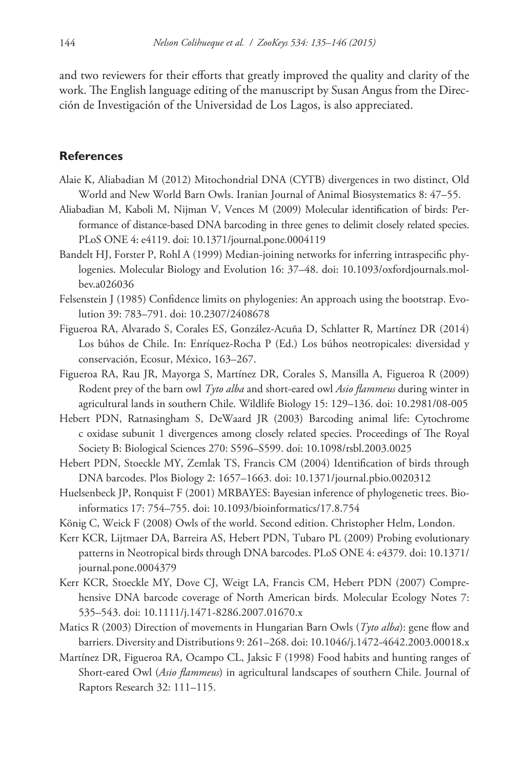and two reviewers for their efforts that greatly improved the quality and clarity of the work. The English language editing of the manuscript by Susan Angus from the Dirección de Investigación of the Universidad de Los Lagos, is also appreciated.

## References

Alaie K, Aliabadian M (2012) Mitochondrial DNA (CYTB) divergences in two distinct, Old World and New World Barn Owls. Iranian Journal of Animal Biosystematics 8: 47–55.

Aliabadian M, Kaboli M, Nijman V, Vences M (2009) Molecular identification of birds: Performance of distance-based DNA barcoding in three genes to delimit closely related species. PLoS ONE 4: e4119. doi: 10.1371/journal.pone.0004119

Bandelt HJ, Forster P, Rohl A (1999) Median-joining networks for inferring intraspecific phylogenies. Molecular Biology and Evolution 16: 37–48. doi: 10.1093/oxfordjournals.molbev.a026036

Felsenstein J (1985) Confidence limits on phylogenies: An approach using the bootstrap. Evolution 39: 783–791. doi: 10.2307/2408678

Figueroa RA, Alvarado S, Corales ES, González-Acuña D, Schlatter R, Martínez DR (2014) Los búhos de Chile. In: Enríquez-Rocha P (Ed.) Los búhos neotropicales: diversidad y conservación, Ecosur, México, 163–267.

Figueroa RA, Rau JR, Mayorga S, Martínez DR, Corales S, Mansilla A, Figueroa R (2009) Rodent prey of the barn owl *Tyto alba* and short-eared owl *Asio flammeus* during winter in agricultural lands in southern Chile. Wildlife Biology 15: 129–136. doi: 10.2981/08-005

Hebert PDN, Ratnasingham S, DeWaard JR (2003) Barcoding animal life: Cytochrome c oxidase subunit 1 divergences among closely related species. Proceedings of The Royal Society B: Biological Sciences 270: S596–S599. doi: 10.1098/rsbl.2003.0025

Hebert PDN, Stoeckle MY, Zemlak TS, Francis CM (2004) Identification of birds through DNA barcodes. Plos Biology 2: 1657–1663. doi: 10.1371/journal.pbio.0020312

Huelsenbeck JP, Ronquist F (2001) MRBAYES: Bayesian inference of phylogenetic trees. Bioinformatics 17: 754–755. doi: 10.1093/bioinformatics/17.8.754

König C, Weick F (2008) Owls of the world. Second edition. Christopher Helm, London.

Kerr KCR, Lijtmaer DA, Barreira AS, Hebert PDN, Tubaro PL (2009) Probing evolutionary patterns in Neotropical birds through DNA barcodes. PLoS ONE 4: e4379. doi: 10.1371/journal.pone.0004379

Kerr KCR, Stoeckle MY, Dove CJ, Weigt LA, Francis CM, Hebert PDN (2007) Comprehensive DNA barcode coverage of North American birds. Molecular Ecology Notes 7: 535–543. doi: 10.1111/j.1471-8286.2007.01670.x

Matics R (2003) Direction of movements in Hungarian Barn Owls (*Tyto alba*): gene flow and barriers. Diversity and Distributions 9: 261–268. doi: 10.1046/j.1472-4642.2003.00018.x

Martínez DR, Figueroa RA, Ocampo CL, Jaksic F (1998) Food habits and hunting ranges of Short-eared Owl (*Asio flammeus*) in agricultural landscapes of southern Chile. Journal of Raptors Research 32: 111–115.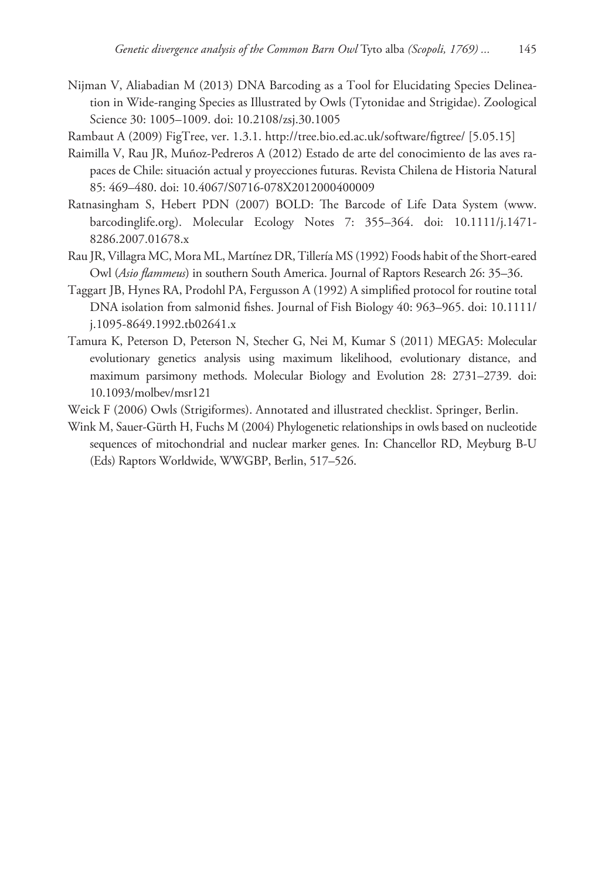Nijman V, Aliabadian M (2013) DNA Barcoding as a Tool for Elucidating Species Delineation in Wide-ranging Species as Illustrated by Owls (Tytonidae and Strigidae). Zoological Science 30: 1005–1009. doi: 10.2108/zsj.30.1005

Rambaut A (2009) FigTree, ver. 1.3.1. http://tree.bio.ed.ac.uk/software/figtree/ [5.05.15]

Raimilla V, Rau JR, Muñoz-Pedreros A (2012) Estado de arte del conocimiento de las aves rapaces de Chile: situación actual y proyecciones futuras. Revista Chilena de Historia Natural 85: 469–480. doi: 10.4067/S0716-078X2012000400009

Ratnasingham S, Hebert PDN (2007) BOLD: The Barcode of Life Data System (www.barcodinglife.org). Molecular Ecology Notes 7: 355–364. doi: 10.1111/j.1471-8286.2007.01678.x

Rau JR, Villagra MC, Mora ML, Martínez DR, Tillería MS (1992) Foods habit of the Short-eared Owl (*Asio flammeus*) in southern South America. Journal of Raptors Research 26: 35–36.

Taggart JB, Hynes RA, Prodohl PA, Fergusson A (1992) A simplified protocol for routine total DNA isolation from salmonid fishes. Journal of Fish Biology 40: 963–965. doi: 10.1111/j.1095-8649.1992.tb02641.x

Tamura K, Peterson D, Peterson N, Stecher G, Nei M, Kumar S (2011) MEGA5: Molecular evolutionary genetics analysis using maximum likelihood, evolutionary distance, and maximum parsimony methods. Molecular Biology and Evolution 28: 2731–2739. doi: 10.1093/molbev/msr121

Weick F (2006) Owls (Strigiformes). Annotated and illustrated checklist. Springer, Berlin.

Wink M, Sauer-Gürth H, Fuchs M (2004) Phylogenetic relationships in owls based on nucleotide sequences of mitochondrial and nuclear marker genes. In: Chancellor RD, Meyburg B-U (Eds) Raptors Worldwide, WWGBP, Berlin, 517–526.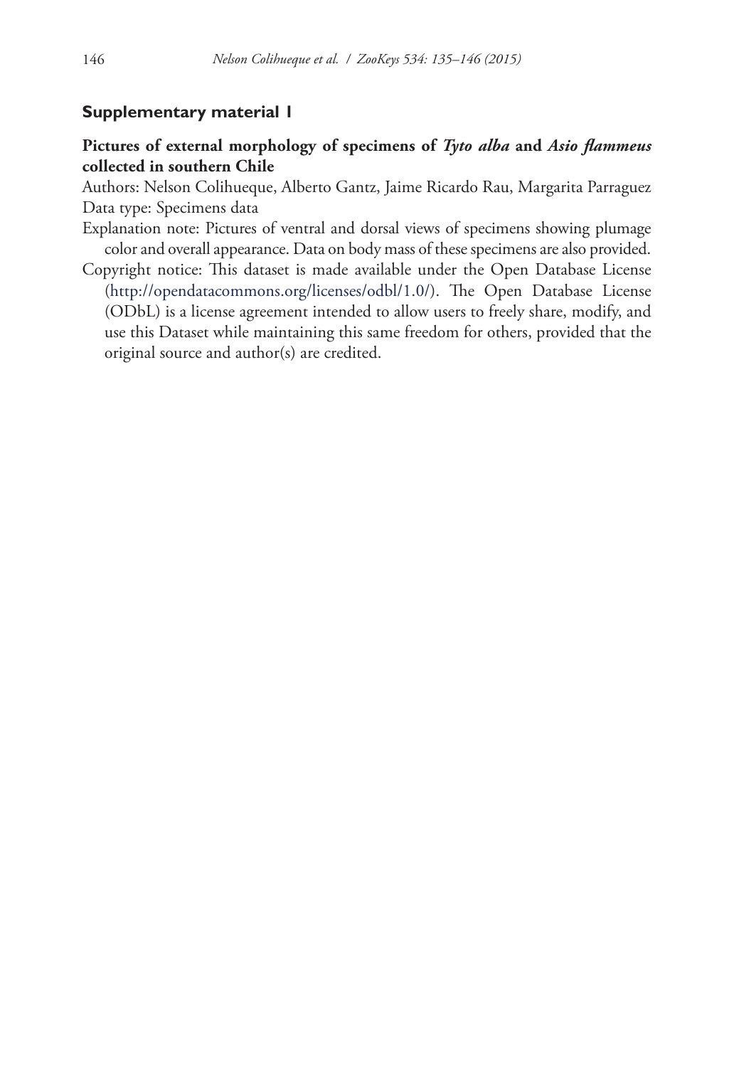## Supplementary material 1

**Pictures of external morphology of specimens of *Tyto alba* and *Asio flammeus* collected in southern Chile**

Authors: Nelson Colihueque, Alberto Gantz, Jaime Ricardo Rau, Margarita Parraguez

Data type: Specimens data

Explanation note: Pictures of ventral and dorsal views of specimens showing plumage color and overall appearance. Data on body mass of these specimens are also provided.

Copyright notice: This dataset is made available under the Open Database License (http://opendatacommons.org/licenses/odbl/1.0/). The Open Database License (ODbL) is a license agreement intended to allow users to freely share, modify, and use this Dataset while maintaining this same freedom for others, provided that the original source and author(s) are credited.